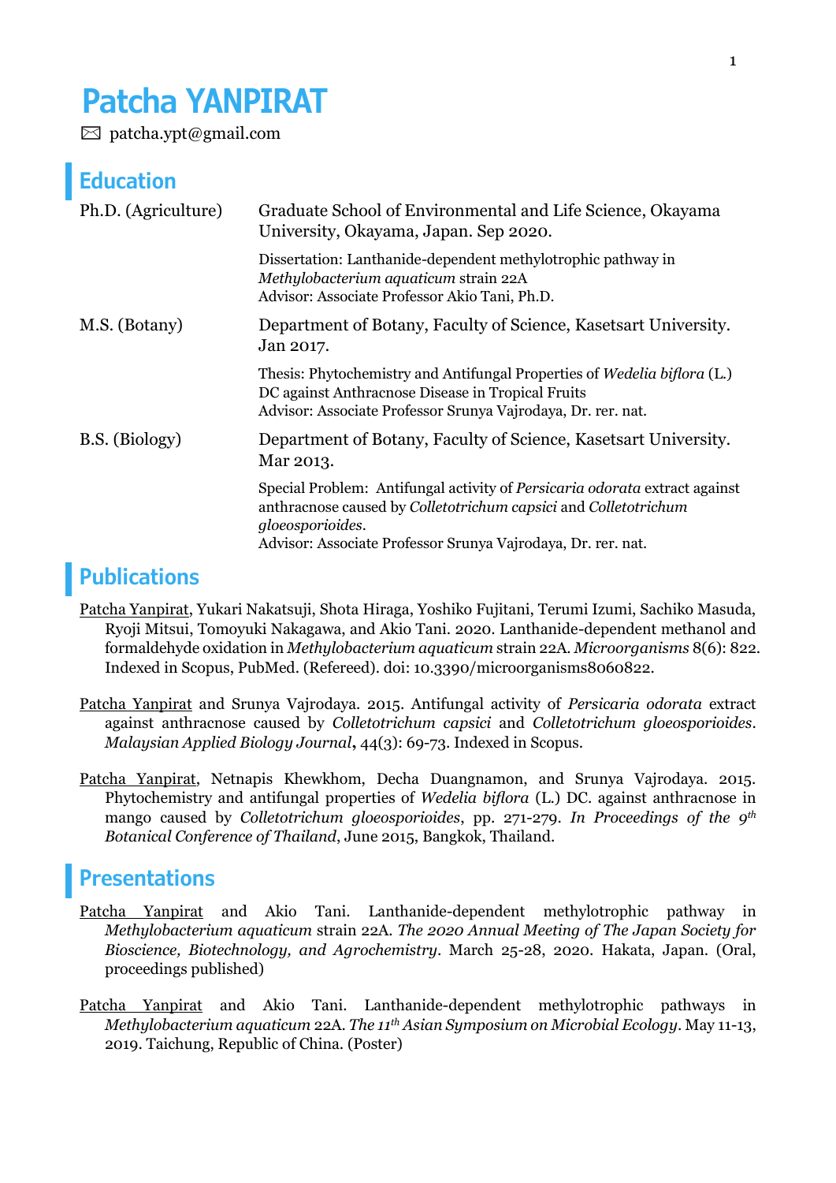# Patcha YANPIRAT

✉ patcha.ypt@gmail.com

## Education

**Ph.D. (Agriculture)** Graduate School of Environmental and Life Science, Okayama University, Okayama, Japan. Sep 2020.

Dissertation: Lanthanide-dependent methylotrophic pathway in *Methylobacterium aquaticum* strain 22A
Advisor: Associate Professor Akio Tani, Ph.D.

**M.S. (Botany)** Department of Botany, Faculty of Science, Kasetsart University. Jan 2017.

Thesis: Phytochemistry and Antifungal Properties of *Wedelia biflora* (L.) DC against Anthracnose Disease in Tropical Fruits
Advisor: Associate Professor Srunya Vajrodaya, Dr. rer. nat.

**B.S. (Biology)** Department of Botany, Faculty of Science, Kasetsart University. Mar 2013.

Special Problem: Antifungal activity of *Persicaria odorata* extract against anthracnose caused by *Colletotrichum capsici* and *Colletotrichum gloeosporioides*.
Advisor: Associate Professor Srunya Vajrodaya, Dr. rer. nat.

## Publications

Patcha Yanpirat, Yukari Nakatsuji, Shota Hiraga, Yoshiko Fujitani, Terumi Izumi, Sachiko Masuda, Ryoji Mitsui, Tomoyuki Nakagawa, and Akio Tani. 2020. Lanthanide-dependent methanol and formaldehyde oxidation in *Methylobacterium aquaticum* strain 22A. *Microorganisms* 8(6): 822. Indexed in Scopus, PubMed. (Refereed). doi: 10.3390/microorganisms8060822.

Patcha Yanpirat and Srunya Vajrodaya. 2015. Antifungal activity of *Persicaria odorata* extract against anthracnose caused by *Colletotrichum capsici* and *Colletotrichum gloeosporioides*. *Malaysian Applied Biology Journal*, 44(3): 69-73. Indexed in Scopus.

Patcha Yanpirat, Netnapis Khewkhom, Decha Duangnamon, and Srunya Vajrodaya. 2015. Phytochemistry and antifungal properties of *Wedelia biflora* (L.) DC. against anthracnose in mango caused by *Colletotrichum gloeosporioides*, pp. 271-279. *In Proceedings of the 9th Botanical Conference of Thailand*, June 2015, Bangkok, Thailand.

## Presentations

Patcha Yanpirat and Akio Tani. Lanthanide-dependent methylotrophic pathway in *Methylobacterium aquaticum* strain 22A. *The 2020 Annual Meeting of The Japan Society for Bioscience, Biotechnology, and Agrochemistry*. March 25-28, 2020. Hakata, Japan. (Oral, proceedings published)

Patcha Yanpirat and Akio Tani. Lanthanide-dependent methylotrophic pathways in *Methylobacterium aquaticum* 22A. *The 11th Asian Symposium on Microbial Ecology*. May 11-13, 2019. Taichung, Republic of China. (Poster)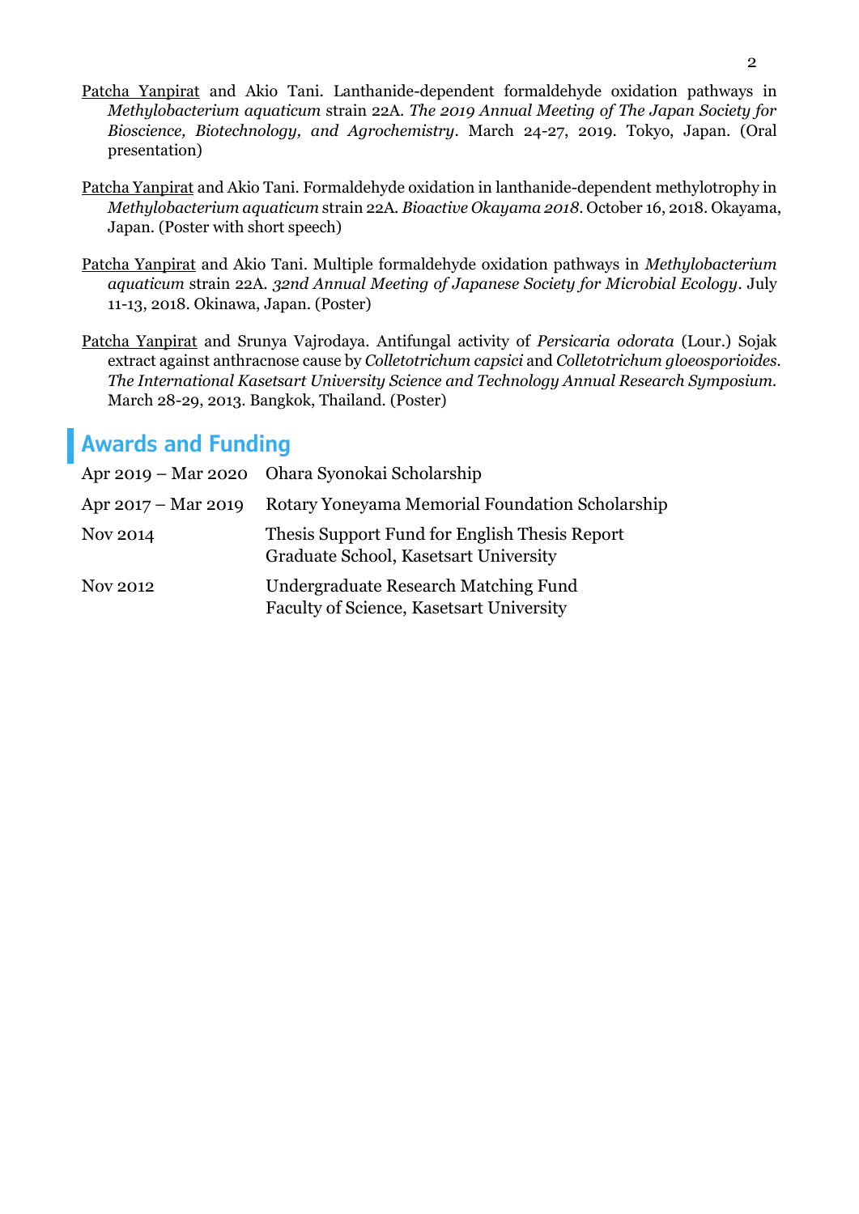<u>Patcha Yanpirat</u> and Akio Tani. Lanthanide-dependent formaldehyde oxidation pathways in *Methylobacterium aquaticum* strain 22A. *The 2019 Annual Meeting of The Japan Society for Bioscience, Biotechnology, and Agrochemistry*. March 24-27, 2019. Tokyo, Japan. (Oral presentation)

<u>Patcha Yanpirat</u> and Akio Tani. Formaldehyde oxidation in lanthanide-dependent methylotrophy in *Methylobacterium aquaticum* strain 22A. *Bioactive Okayama 2018*. October 16, 2018. Okayama, Japan. (Poster with short speech)

<u>Patcha Yanpirat</u> and Akio Tani. Multiple formaldehyde oxidation pathways in *Methylobacterium aquaticum* strain 22A. *32nd Annual Meeting of Japanese Society for Microbial Ecology*. July 11-13, 2018. Okinawa, Japan. (Poster)

<u>Patcha Yanpirat</u> and Srunya Vajrodaya. Antifungal activity of *Persicaria odorata* (Lour.) Sojak extract against anthracnose cause by *Colletotrichum capsici* and *Colletotrichum gloeosporioides*. *The International Kasetsart University Science and Technology Annual Research Symposium.* March 28-29, 2013. Bangkok, Thailand. (Poster)

## Awards and Funding

| | |
|---|---|
| Apr 2019 – Mar 2020 | Ohara Syonokai Scholarship |
| Apr 2017 – Mar 2019 | Rotary Yoneyama Memorial Foundation Scholarship |
| Nov 2014 | Thesis Support Fund for English Thesis Report<br>Graduate School, Kasetsart University |
| Nov 2012 | Undergraduate Research Matching Fund<br>Faculty of Science, Kasetsart University |